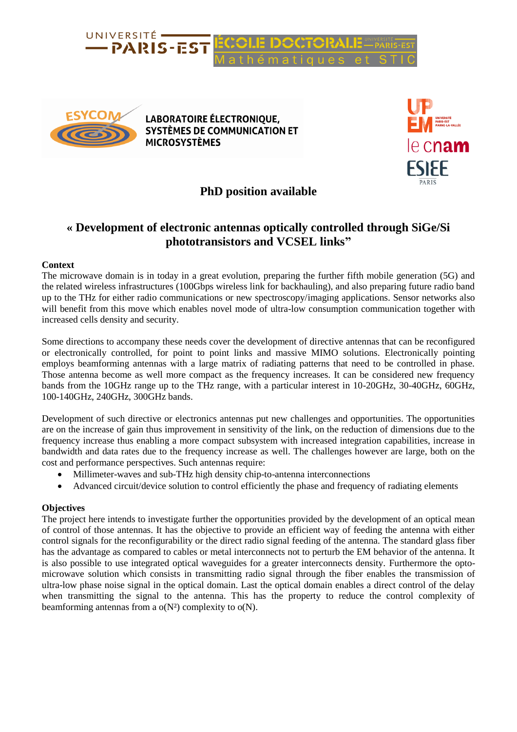UNIVERSITÉ PARIS-EST ÉCOLE DOCTORALE UNIVERSITÉ PARIS-EST Mathématiques et STIC

ESYCOM LABORATOIRE ÉLECTRONIQUE, SYSTÈMES DE COMMUNICATION ET MICROSYSTÈMES

UPEM UNIVERSITÉ PARIS-EST MARNE-LA-VALLÉE

le cnam

ESIEE PARIS

# PhD position available

## « Development of electronic antennas optically controlled through SiGe/Si phototransistors and VCSEL links”

**Context**

The microwave domain is in today in a great evolution, preparing the further fifth mobile generation (5G) and the related wireless infrastructures (100Gbps wireless link for backhauling), and also preparing future radio band up to the THz for either radio communications or new spectroscopy/imaging applications. Sensor networks also will benefit from this move which enables novel mode of ultra-low consumption communication together with increased cells density and security.

Some directions to accompany these needs cover the development of directive antennas that can be reconfigured or electronically controlled, for point to point links and massive MIMO solutions. Electronically pointing employs beamforming antennas with a large matrix of radiating patterns that need to be controlled in phase. Those antenna become as well more compact as the frequency increases. It can be considered new frequency bands from the 10GHz range up to the THz range, with a particular interest in 10-20GHz, 30-40GHz, 60GHz, 100-140GHz, 240GHz, 300GHz bands.

Development of such directive or electronics antennas put new challenges and opportunities. The opportunities are on the increase of gain thus improvement in sensitivity of the link, on the reduction of dimensions due to the frequency increase thus enabling a more compact subsystem with increased integration capabilities, increase in bandwidth and data rates due to the frequency increase as well. The challenges however are large, both on the cost and performance perspectives. Such antennas require:

- Millimeter-waves and sub-THz high density chip-to-antenna interconnections
- Advanced circuit/device solution to control efficiently the phase and frequency of radiating elements

**Objectives**

The project here intends to investigate further the opportunities provided by the development of an optical mean of control of those antennas. It has the objective to provide an efficient way of feeding the antenna with either control signals for the reconfigurability or the direct radio signal feeding of the antenna. The standard glass fiber has the advantage as compared to cables or metal interconnects not to perturb the EM behavior of the antenna. It is also possible to use integrated optical waveguides for a greater interconnects density. Furthermore the opto-microwave solution which consists in transmitting radio signal through the fiber enables the transmission of ultra-low phase noise signal in the optical domain. Last the optical domain enables a direct control of the delay when transmitting the signal to the antenna. This has the property to reduce the control complexity of beamforming antennas from a $o(N^2)$ complexity to $o(N)$.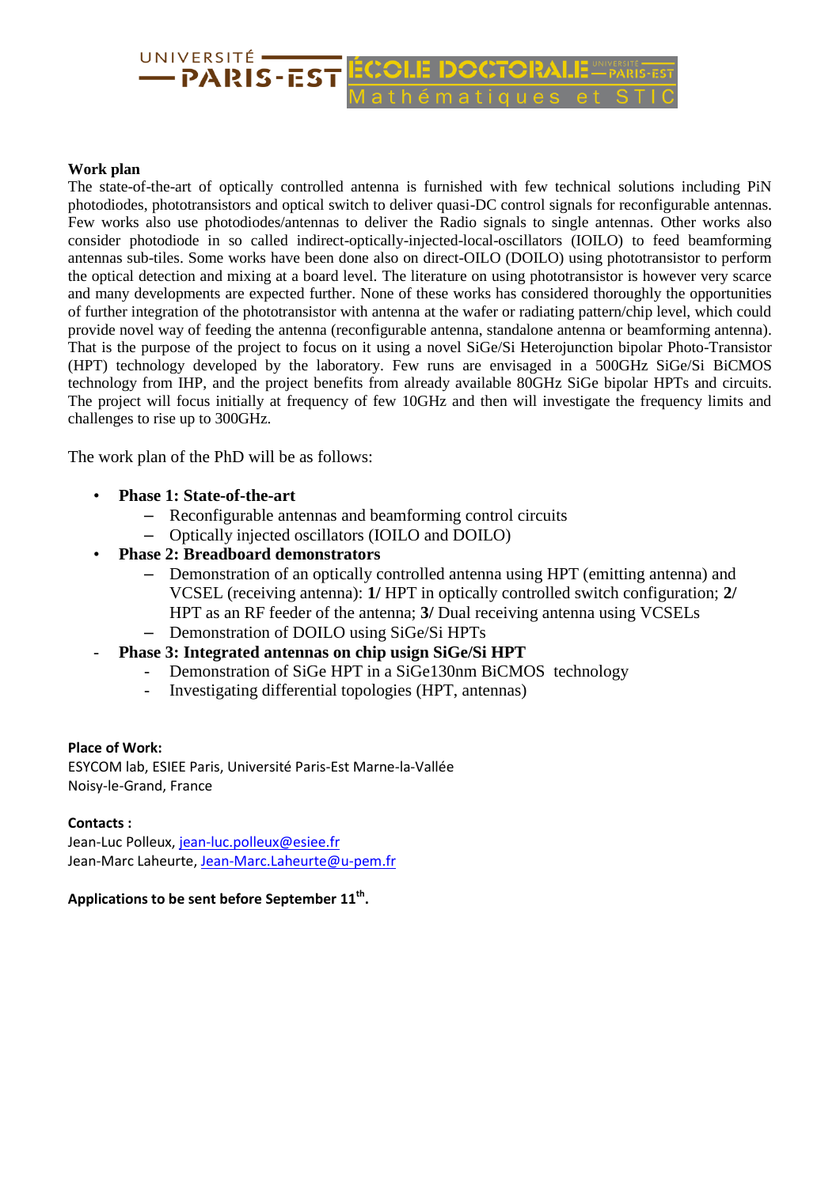**Work plan**

The state-of-the-art of optically controlled antenna is furnished with few technical solutions including PiN photodiodes, phototransistors and optical switch to deliver quasi-DC control signals for reconfigurable antennas. Few works also use photodiodes/antennas to deliver the Radio signals to single antennas. Other works also consider photodiode in so called indirect-optically-injected-local-oscillators (IOILO) to feed beamforming antennas sub-tiles. Some works have been done also on direct-OILO (DOILO) using phototransistor to perform the optical detection and mixing at a board level. The literature on using phototransistor is however very scarce and many developments are expected further. None of these works has considered thoroughly the opportunities of further integration of the phototransistor with antenna at the wafer or radiating pattern/chip level, which could provide novel way of feeding the antenna (reconfigurable antenna, standalone antenna or beamforming antenna). That is the purpose of the project to focus on it using a novel SiGe/Si Heterojunction bipolar Photo-Transistor (HPT) technology developed by the laboratory. Few runs are envisaged in a 500GHz SiGe/Si BiCMOS technology from IHP, and the project benefits from already available 80GHz SiGe bipolar HPTs and circuits. The project will focus initially at frequency of few 10GHz and then will investigate the frequency limits and challenges to rise up to 300GHz.

The work plan of the PhD will be as follows:

- **Phase 1: State-of-the-art**
  - Reconfigurable antennas and beamforming control circuits
  - Optically injected oscillators (IOILO and DOILO)
- **Phase 2: Breadboard demonstrators**
  - Demonstration of an optically controlled antenna using HPT (emitting antenna) and VCSEL (receiving antenna): **1/** HPT in optically controlled switch configuration; **2/** HPT as an RF feeder of the antenna; **3/** Dual receiving antenna using VCSELs
  - Demonstration of DOILO using SiGe/Si HPTs
- **Phase 3: Integrated antennas on chip usign SiGe/Si HPT**
  - Demonstration of SiGe HPT in a SiGe130nm BiCMOS technology
  - Investigating differential topologies (HPT, antennas)

**Place of Work:**
ESYCOM lab, ESIEE Paris, Université Paris-Est Marne-la-Vallée
Noisy-le-Grand, France

**Contacts :**
Jean-Luc Polleux, jean-luc.polleux@esiee.fr
Jean-Marc Laheurte, Jean-Marc.Laheurte@u-pem.fr

**Applications to be sent before September 11th.**